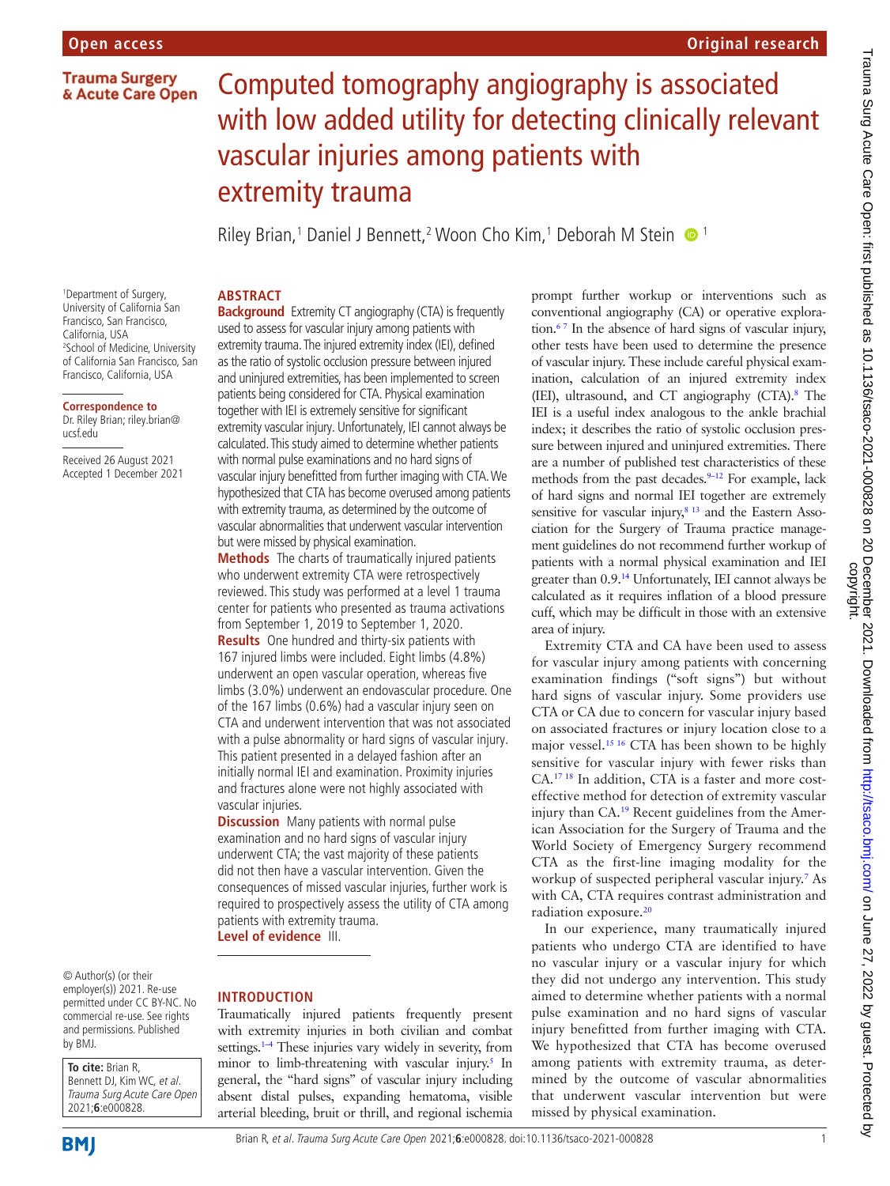# Computed tomography angiography is associated with low added utility for detecting clinically relevant vascular injuries among patients with extremity trauma

Riley Brian,[1] Daniel J Bennett,[2] Woon Cho Kim,[1] Deborah M Stein [1]

[1]Department of Surgery, University of California San Francisco, San Francisco, California, USA
[2]School of Medicine, University of California San Francisco, San Francisco, California, USA

**Correspondence to**
Dr. Riley Brian; riley.brian@ucsf.edu

Received 26 August 2021
Accepted 1 December 2021

© Author(s) (or their employer(s)) 2021. Re-use permitted under CC BY-NC. No commercial re-use. See rights and permissions. Published by BMJ.

**To cite:** Brian R, Bennett DJ, Kim WC, *et al*. *Trauma Surg Acute Care Open* 2021;**6**:e000828.

## ABSTRACT

**Background** Extremity CT angiography (CTA) is frequently used to assess for vascular injury among patients with extremity trauma. The injured extremity index (IEI), defined as the ratio of systolic occlusion pressure between injured and uninjured extremities, has been implemented to screen patients being considered for CTA. Physical examination together with IEI is extremely sensitive for significant extremity vascular injury. Unfortunately, IEI cannot always be calculated. This study aimed to determine whether patients with normal pulse examinations and no hard signs of vascular injury benefitted from further imaging with CTA. We hypothesized that CTA has become overused among patients with extremity trauma, as determined by the outcome of vascular abnormalities that underwent vascular intervention but were missed by physical examination.

**Methods** The charts of traumatically injured patients who underwent extremity CTA were retrospectively reviewed. This study was performed at a level 1 trauma center for patients who presented as trauma activations from September 1, 2019 to September 1, 2020.

**Results** One hundred and thirty-six patients with 167 injured limbs were included. Eight limbs (4.8%) underwent an open vascular operation, whereas five limbs (3.0%) underwent an endovascular procedure. One of the 167 limbs (0.6%) had a vascular injury seen on CTA and underwent intervention that was not associated with a pulse abnormality or hard signs of vascular injury. This patient presented in a delayed fashion after an initially normal IEI and examination. Proximity injuries and fractures alone were not highly associated with vascular injuries.

**Discussion** Many patients with normal pulse examination and no hard signs of vascular injury underwent CTA; the vast majority of these patients did not then have a vascular intervention. Given the consequences of missed vascular injuries, further work is required to prospectively assess the utility of CTA among patients with extremity trauma.

**Level of evidence** III.

## INTRODUCTION

Traumatically injured patients frequently present with extremity injuries in both civilian and combat settings.[1–4] These injuries vary widely in severity, from minor to limb-threatening with vascular injury.[5] In general, the "hard signs" of vascular injury including absent distal pulses, expanding hematoma, visible arterial bleeding, bruit or thrill, and regional ischemia prompt further workup or interventions such as conventional angiography (CA) or operative exploration.[6,7] In the absence of hard signs of vascular injury, other tests have been used to determine the presence of vascular injury. These include careful physical examination, calculation of an injured extremity index (IEI), ultrasound, and CT angiography (CTA).[8] The IEI is a useful index analogous to the ankle brachial index; it describes the ratio of systolic occlusion pressure between injured and uninjured extremities. There are a number of published test characteristics of these methods from the past decades.[9–12] For example, lack of hard signs and normal IEI together are extremely sensitive for vascular injury,[8,13] and the Eastern Association for the Surgery of Trauma practice management guidelines do not recommend further workup of patients with a normal physical examination and IEI greater than 0.9.[14] Unfortunately, IEI cannot always be calculated as it requires inflation of a blood pressure cuff, which may be difficult in those with an extensive area of injury.

Extremity CTA and CA have been used to assess for vascular injury among patients with concerning examination findings ("soft signs") but without hard signs of vascular injury. Some providers use CTA or CA due to concern for vascular injury based on associated fractures or injury location close to a major vessel.[15,16] CTA has been shown to be highly sensitive for vascular injury with fewer risks than CA.[17,18] In addition, CTA is a faster and more cost-effective method for detection of extremity vascular injury than CA.[19] Recent guidelines from the American Association for the Surgery of Trauma and the World Society of Emergency Surgery recommend CTA as the first-line imaging modality for the workup of suspected peripheral vascular injury.[7] As with CA, CTA requires contrast administration and radiation exposure.[20]

In our experience, many traumatically injured patients who undergo CTA are identified to have no vascular injury or a vascular injury for which they did not undergo any intervention. This study aimed to determine whether patients with a normal pulse examination and no hard signs of vascular injury benefitted from further imaging with CTA. We hypothesized that CTA has become overused among patients with extremity trauma, as determined by the outcome of vascular abnormalities that underwent vascular intervention but were missed by physical examination.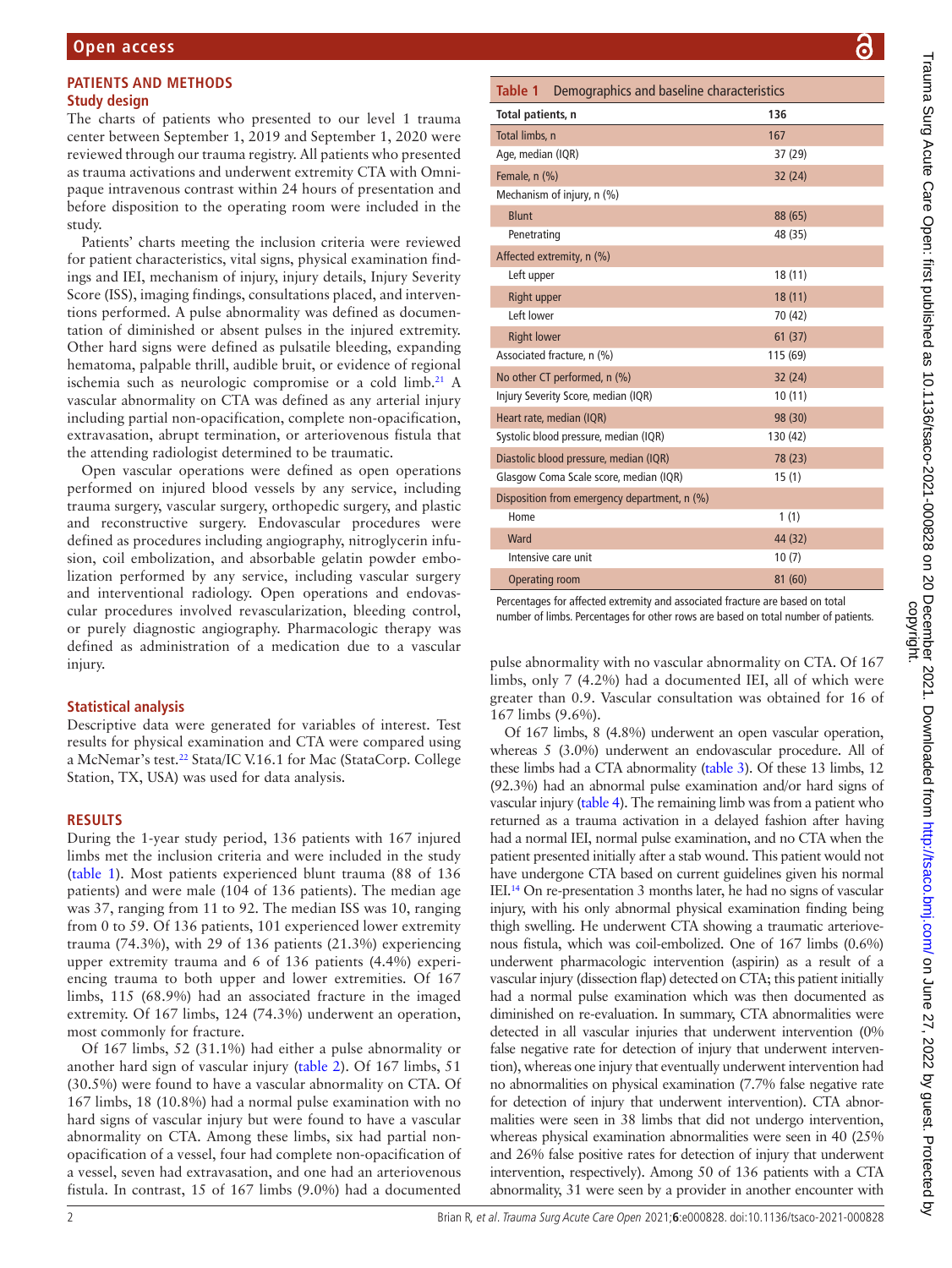## PATIENTS AND METHODS

### Study design

The charts of patients who presented to our level 1 trauma center between September 1, 2019 and September 1, 2020 were reviewed through our trauma registry. All patients who presented as trauma activations and underwent extremity CTA with Omnipaque intravenous contrast within 24 hours of presentation and before disposition to the operating room were included in the study.

Patients' charts meeting the inclusion criteria were reviewed for patient characteristics, vital signs, physical examination findings and IEI, mechanism of injury, injury details, Injury Severity Score (ISS), imaging findings, consultations placed, and interventions performed. A pulse abnormality was defined as documentation of diminished or absent pulses in the injured extremity. Other hard signs were defined as pulsatile bleeding, expanding hematoma, palpable thrill, audible bruit, or evidence of regional ischemia such as neurologic compromise or a cold limb.[21] A vascular abnormality on CTA was defined as any arterial injury including partial non-opacification, complete non-opacification, extravasation, abrupt termination, or arteriovenous fistula that the attending radiologist determined to be traumatic.

Open vascular operations were defined as open operations performed on injured blood vessels by any service, including trauma surgery, vascular surgery, orthopedic surgery, and plastic and reconstructive surgery. Endovascular procedures were defined as procedures including angiography, nitroglycerin infusion, coil embolization, and absorbable gelatin powder embolization performed by any service, including vascular surgery and interventional radiology. Open operations and endovascular procedures involved revascularization, bleeding control, or purely diagnostic angiography. Pharmacologic therapy was defined as administration of a medication due to a vascular injury.

### Statistical analysis

Descriptive data were generated for variables of interest. Test results for physical examination and CTA were compared using a McNemar's test.[22] Stata/IC V.16.1 for Mac (StataCorp. College Station, TX, USA) was used for data analysis.

## RESULTS

During the 1-year study period, 136 patients with 167 injured limbs met the inclusion criteria and were included in the study (table 1). Most patients experienced blunt trauma (88 of 136 patients) and were male (104 of 136 patients). The median age was 37, ranging from 11 to 92. The median ISS was 10, ranging from 0 to 59. Of 136 patients, 101 experienced lower extremity trauma (74.3%), with 29 of 136 patients (21.3%) experiencing upper extremity trauma and 6 of 136 patients (4.4%) experiencing trauma to both upper and lower extremities. Of 167 limbs, 115 (68.9%) had an associated fracture in the imaged extremity. Of 167 limbs, 124 (74.3%) underwent an operation, most commonly for fracture.

Of 167 limbs, 52 (31.1%) had either a pulse abnormality or another hard sign of vascular injury (table 2). Of 167 limbs, 51 (30.5%) were found to have a vascular abnormality on CTA. Of 167 limbs, 18 (10.8%) had a normal pulse examination with no hard signs of vascular injury but were found to have a vascular abnormality on CTA. Among these limbs, six had partial non-opacification of a vessel, four had complete non-opacification of a vessel, seven had extravasation, and one had an arteriovenous fistula. In contrast, 15 of 167 limbs (9.0%) had a documented pulse abnormality with no vascular abnormality on CTA. Of 167 limbs, only 7 (4.2%) had a documented IEI, all of which were greater than 0.9. Vascular consultation was obtained for 16 of 167 limbs (9.6%).

Of 167 limbs, 8 (4.8%) underwent an open vascular operation, whereas 5 (3.0%) underwent an endovascular procedure. All of these limbs had a CTA abnormality (table 3). Of these 13 limbs, 12 (92.3%) had an abnormal pulse examination and/or hard signs of vascular injury (table 4). The remaining limb was from a patient who returned as a trauma activation in a delayed fashion after having had a normal IEI, normal pulse examination, and no CTA when the patient presented initially after a stab wound. This patient would not have undergone CTA based on current guidelines given his normal IEI.[14] On re-presentation 3 months later, he had no signs of vascular injury, with his only abnormal physical examination finding being thigh swelling. He underwent CTA showing a traumatic arteriovenous fistula, which was coil-embolized. One of 167 limbs (0.6%) underwent pharmacologic intervention (aspirin) as a result of a vascular injury (dissection flap) detected on CTA; this patient initially had a normal pulse examination which was then documented as diminished on re-evaluation. In summary, CTA abnormalities were detected in all vascular injuries that underwent intervention (0% false negative rate for detection of injury that underwent intervention), whereas one injury that eventually underwent intervention had no abnormalities on physical examination (7.7% false negative rate for detection of injury that underwent intervention). CTA abnormalities were seen in 38 limbs that did not undergo intervention, whereas physical examination abnormalities were seen in 40 (25% and 26% false positive rates for detection of injury that underwent intervention, respectively). Among 50 of 136 patients with a CTA abnormality, 31 were seen by a provider in another encounter with

**Table 1** Demographics and baseline characteristics

| Total patients, n | 136 |
|---|---|
| Total limbs, n | 167 |
| Age, median (IQR) | 37 (29) |
| Female, n (%) | 32 (24) |
| Mechanism of injury, n (%) | |
| Blunt | 88 (65) |
| Penetrating | 48 (35) |
| Affected extremity, n (%) | |
| Left upper | 18 (11) |
| Right upper | 18 (11) |
| Left lower | 70 (42) |
| Right lower | 61 (37) |
| Associated fracture, n (%) | 115 (69) |
| No other CT performed, n (%) | 32 (24) |
| Injury Severity Score, median (IQR) | 10 (11) |
| Heart rate, median (IQR) | 98 (30) |
| Systolic blood pressure, median (IQR) | 130 (42) |
| Diastolic blood pressure, median (IQR) | 78 (23) |
| Glasgow Coma Scale score, median (IQR) | 15 (1) |
| Disposition from emergency department, n (%) | |
| Home | 1 (1) |
| Ward | 44 (32) |
| Intensive care unit | 10 (7) |
| Operating room | 81 (60) |

Percentages for affected extremity and associated fracture are based on total number of limbs. Percentages for other rows are based on total number of patients.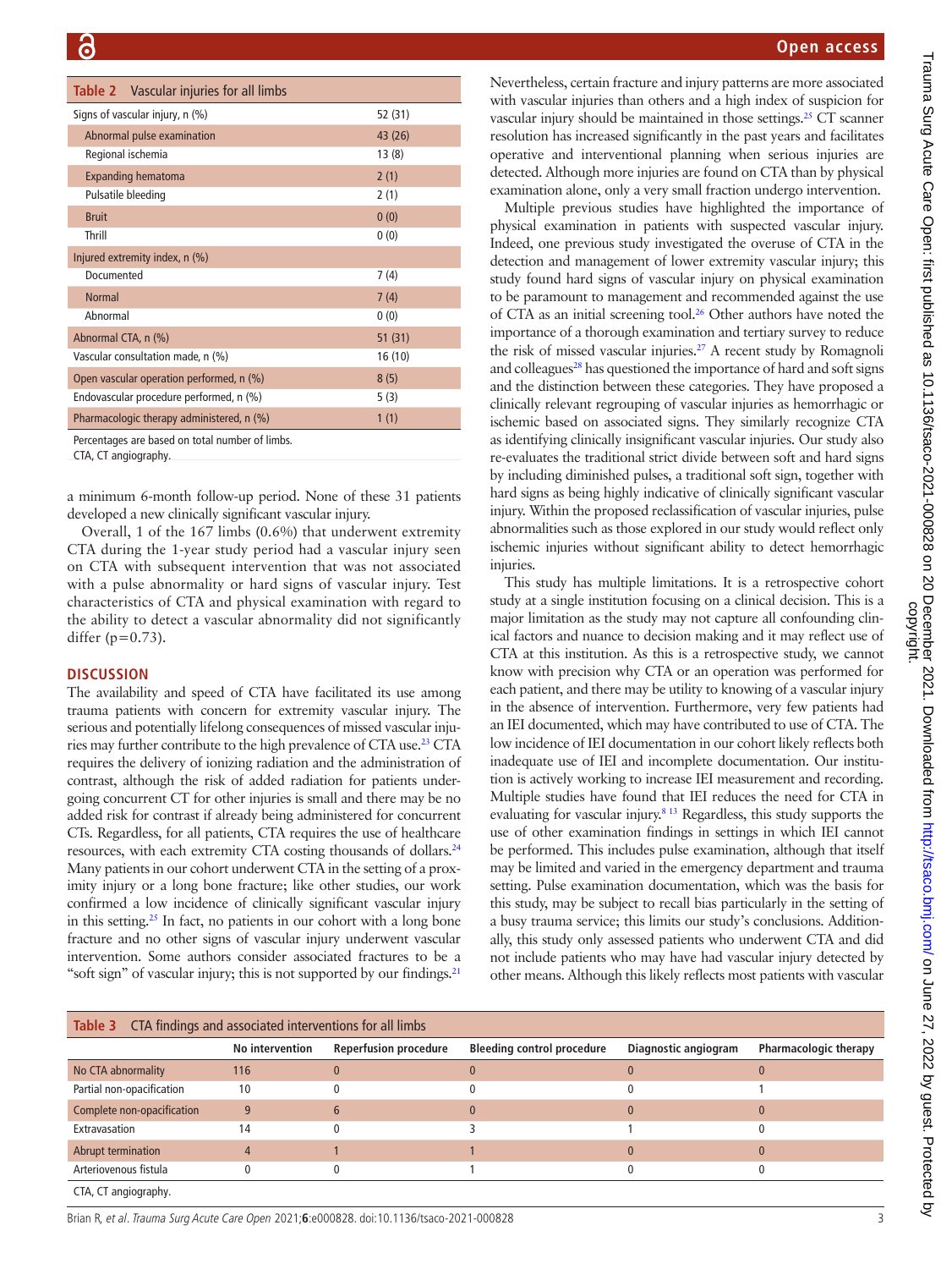**Table 2** Vascular injuries for all limbs

| | |
|---|---|
| Signs of vascular injury, n (%) | 52 (31) |
| Abnormal pulse examination | 43 (26) |
| Regional ischemia | 13 (8) |
| Expanding hematoma | 2 (1) |
| Pulsatile bleeding | 2 (1) |
| Bruit | 0 (0) |
| Thrill | 0 (0) |
| Injured extremity index, n (%) | |
| Documented | 7 (4) |
| Normal | 7 (4) |
| Abnormal | 0 (0) |
| Abnormal CTA, n (%) | 51 (31) |
| Vascular consultation made, n (%) | 16 (10) |
| Open vascular operation performed, n (%) | 8 (5) |
| Endovascular procedure performed, n (%) | 5 (3) |
| Pharmacologic therapy administered, n (%) | 1 (1) |

Percentages are based on total number of limbs.
CTA, CT angiography.

a minimum 6-month follow-up period. None of these 31 patients developed a new clinically significant vascular injury.

Overall, 1 of the 167 limbs (0.6%) that underwent extremity CTA during the 1-year study period had a vascular injury seen on CTA with subsequent intervention that was not associated with a pulse abnormality or hard signs of vascular injury. Test characteristics of CTA and physical examination with regard to the ability to detect a vascular abnormality did not significantly differ (p=0.73).

## DISCUSSION

The availability and speed of CTA have facilitated its use among trauma patients with concern for extremity vascular injury. The serious and potentially lifelong consequences of missed vascular injuries may further contribute to the high prevalence of CTA use.[23] CTA requires the delivery of ionizing radiation and the administration of contrast, although the risk of added radiation for patients undergoing concurrent CT for other injuries is small and there may be no added risk for contrast if already being administered for concurrent CTs. Regardless, for all patients, CTA requires the use of healthcare resources, with each extremity CTA costing thousands of dollars.[24] Many patients in our cohort underwent CTA in the setting of a proximity injury or a long bone fracture; like other studies, our work confirmed a low incidence of clinically significant vascular injury in this setting.[25] In fact, no patients in our cohort with a long bone fracture and no other signs of vascular injury underwent vascular intervention. Some authors consider associated fractures to be a "soft sign" of vascular injury; this is not supported by our findings.[21]

Nevertheless, certain fracture and injury patterns are more associated with vascular injuries than others and a high index of suspicion for vascular injury should be maintained in those settings.[25] CT scanner resolution has increased significantly in the past years and facilitates operative and interventional planning when serious injuries are detected. Although more injuries are found on CTA than by physical examination alone, only a very small fraction undergo intervention.

Multiple previous studies have highlighted the importance of physical examination in patients with suspected vascular injury. Indeed, one previous study investigated the overuse of CTA in the detection and management of lower extremity vascular injury; this study found hard signs of vascular injury on physical examination to be paramount to management and recommended against the use of CTA as an initial screening tool.[26] Other authors have noted the importance of a thorough examination and tertiary survey to reduce the risk of missed vascular injuries.[27] A recent study by Romagnoli and colleagues[28] has questioned the importance of hard and soft signs and the distinction between these categories. They have proposed a clinically relevant regrouping of vascular injuries as hemorrhagic or ischemic based on associated signs. They similarly recognize CTA as identifying clinically insignificant vascular injuries. Our study also re-evaluates the traditional strict divide between soft and hard signs by including diminished pulses, a traditional soft sign, together with hard signs as being highly indicative of clinically significant vascular injury. Within the proposed reclassification of vascular injuries, pulse abnormalities such as those explored in our study would reflect only ischemic injuries without significant ability to detect hemorrhagic injuries.

This study has multiple limitations. It is a retrospective cohort study at a single institution focusing on a clinical decision. This is a major limitation as the study may not capture all confounding clinical factors and nuance to decision making and it may reflect use of CTA at this institution. As this is a retrospective study, we cannot know with precision why CTA or an operation was performed for each patient, and there may be utility to knowing of a vascular injury in the absence of intervention. Furthermore, very few patients had an IEI documented, which may have contributed to use of CTA. The low incidence of IEI documentation in our cohort likely reflects both inadequate use of IEI and incomplete documentation. Our institution is actively working to increase IEI measurement and recording. Multiple studies have found that IEI reduces the need for CTA in evaluating for vascular injury.[8,13] Regardless, this study supports the use of other examination findings in settings in which IEI cannot be performed. This includes pulse examination, although that itself may be limited and varied in the emergency department and trauma setting. Pulse examination documentation, which was the basis for this study, may be subject to recall bias particularly in the setting of a busy trauma service; this limits our study's conclusions. Additionally, this study only assessed patients who underwent CTA and did not include patients who may have had vascular injury detected by other means. Although this likely reflects most patients with vascular

**Table 3** CTA findings and associated interventions for all limbs

| | No intervention | Reperfusion procedure | Bleeding control procedure | Diagnostic angiogram | Pharmacologic therapy |
|---|---|---|---|---|---|
| No CTA abnormality | 116 | 0 | 0 | 0 | 0 |
| Partial non-opacification | 10 | 0 | 0 | 0 | 1 |
| Complete non-opacification | 9 | 6 | 0 | 0 | 0 |
| Extravasation | 14 | 0 | 3 | 1 | 0 |
| Abrupt termination | 4 | 1 | 1 | 0 | 0 |
| Arteriovenous fistula | 0 | 0 | 1 | 0 | 0 |

CTA, CT angiography.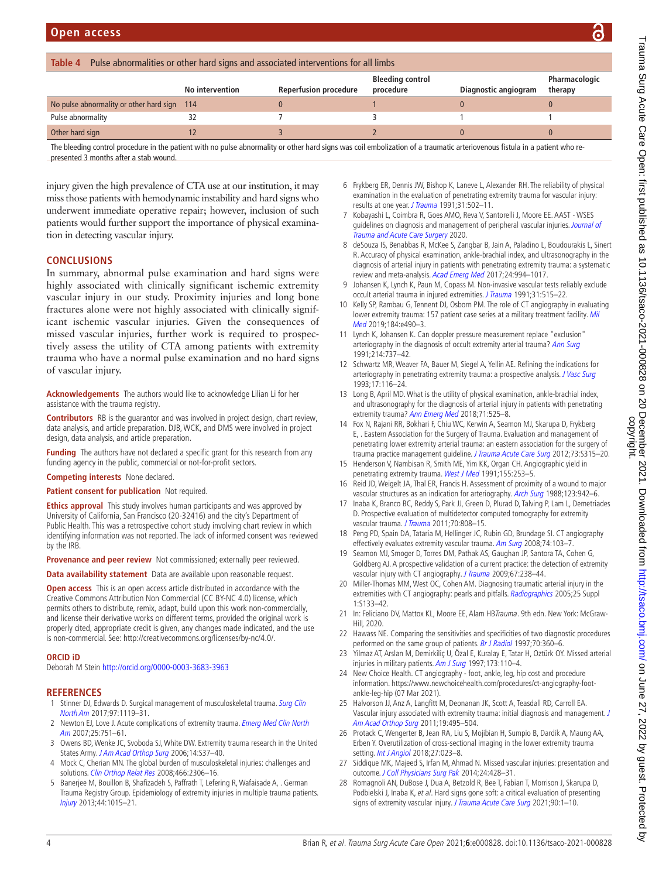**Table 4** Pulse abnormalities or other hard signs and associated interventions for all limbs

| | No intervention | Reperfusion procedure | Bleeding control procedure | Diagnostic angiogram | Pharmacologic therapy |
|---|---|---|---|---|---|
| No pulse abnormality or other hard sign | 114 | 0 | 1 | 0 | 0 |
| Pulse abnormality | 32 | 7 | 3 | 1 | 1 |
| Other hard sign | 12 | 3 | 2 | 0 | 0 |

The bleeding control procedure in the patient with no pulse abnormality or other hard signs was coil embolization of a traumatic arteriovenous fistula in a patient who re-presented 3 months after a stab wound.

injury given the high prevalence of CTA use at our institution, it may miss those patients with hemodynamic instability and hard signs who underwent immediate operative repair; however, inclusion of such patients would further support the importance of physical examination in detecting vascular injury.

## CONCLUSIONS

In summary, abnormal pulse examination and hard signs were highly associated with clinically significant ischemic extremity vascular injury in our study. Proximity injuries and long bone fractures alone were not highly associated with clinically significant ischemic vascular injuries. Given the consequences of missed vascular injuries, further work is required to prospectively assess the utility of CTA among patients with extremity trauma who have a normal pulse examination and no hard signs of vascular injury.

**Acknowledgements** The authors would like to acknowledge Lilian Li for her assistance with the trauma registry.

**Contributors** RB is the guarantor and was involved in project design, chart review, data analysis, and article preparation. DJB, WCK, and DMS were involved in project design, data analysis, and article preparation.

**Funding** The authors have not declared a specific grant for this research from any funding agency in the public, commercial or not-for-profit sectors.

**Competing interests** None declared.

**Patient consent for publication** Not required.

**Ethics approval** This study involves human participants and was approved by University of California, San Francisco (20-32416) and the city's Department of Public Health. This was a retrospective cohort study involving chart review in which identifying information was not reported. The lack of informed consent was reviewed by the IRB.

**Provenance and peer review** Not commissioned; externally peer reviewed.

**Data availability statement** Data are available upon reasonable request.

**Open access** This is an open access article distributed in accordance with the Creative Commons Attribution Non Commercial (CC BY-NC 4.0) license, which permits others to distribute, remix, adapt, build upon this work non-commercially, and license their derivative works on different terms, provided the original work is properly cited, appropriate credit is given, any changes made indicated, and the use is non-commercial. See: http://creativecommons.org/licenses/by-nc/4.0/.

### ORCID iD

Deborah M Stein http://orcid.org/0000-0003-3683-3963

## REFERENCES

1. Stinner DJ, Edwards D. Surgical management of musculoskeletal trauma. *Surg Clin North Am* 2017;97:1119–31.
2. Newton EJ, Love J. Acute complications of extremity trauma. *Emerg Med Clin North Am* 2007;25:751–61.
3. Owens BD, Wenke JC, Svoboda SJ, White DW. Extremity trauma research in the United States Army. *J Am Acad Orthop Surg* 2006;14:S37–40.
4. Mock C, Cherian MN. The global burden of musculoskeletal injuries: challenges and solutions. *Clin Orthop Relat Res* 2008;466:2306–16.
5. Banerjee M, Bouillon B, Shafizadeh S, Paffrath T, Lefering R, Wafaisade A, . German Trauma Registry Group. Epidemiology of extremity injuries in multiple trauma patients. *Injury* 2013;44:1015–21.
6. Frykberg ER, Dennis JW, Bishop K, Laneve L, Alexander RH. The reliability of physical examination in the evaluation of penetrating extremity trauma for vascular injury: results at one year. *J Trauma* 1991;31:502–11.
7. Kobayashi L, Coimbra R, Goes AMO, Reva V, Santorelli J, Moore EE. AAST - WSES guidelines on diagnosis and management of peripheral vascular injuries. *Journal of Trauma and Acute Care Surgery* 2020.
8. deSouza IS, Benabbas R, McKee S, Zangbar B, Jain A, Paladino L, Boudourakis L, Sinert R. Accuracy of physical examination, ankle-brachial index, and ultrasonography in the diagnosis of arterial injury in patients with penetrating extremity trauma: a systematic review and meta-analysis. *Acad Emerg Med* 2017;24:994–1017.
9. Johansen K, Lynch K, Paun M, Copass M. Non-invasive vascular tests reliably exclude occult arterial trauma in injured extremities. *J Trauma* 1991;31:515–22.
10. Kelly SP, Rambau G, Tennent DJ, Osborn PM. The role of CT angiography in evaluating lower extremity trauma: 157 patient case series at a military treatment facility. *Mil Med* 2019;184:e490–3.
11. Lynch K, Johansen K. Can doppler pressure measurement replace "exclusion" arteriography in the diagnosis of occult extremity arterial trauma? *Ann Surg* 1991;214:737–42.
12. Schwartz MR, Weaver FA, Bauer M, Siegel A, Yellin AE. Refining the indications for arteriography in penetrating extremity trauma: a prospective analysis. *J Vasc Surg* 1993;17:116–24.
13. Long B, April MD. What is the utility of physical examination, ankle-brachial index, and ultrasonography for the diagnosis of arterial injury in patients with penetrating extremity trauma? *Ann Emerg Med* 2018;71:525–8.
14. Fox N, Rajani RR, Bokhari F, Chiu WC, Kerwin A, Seamon MJ, Skarupa D, Frykberg E, . Eastern Association for the Surgery of Trauma. Evaluation and management of penetrating lower extremity arterial trauma: an eastern association for the surgery of trauma practice management guideline. *J Trauma Acute Care Surg* 2012;73:S315–20.
15. Henderson V, Nambisan R, Smith ME, Yim KK, Organ CH. Angiographic yield in penetrating extremity trauma. *West J Med* 1991;155:253–5.
16. Reid JD, Weigelt JA, Thal ER, Francis H. Assessment of proximity of a wound to major vascular structures as an indication for arteriography. *Arch Surg* 1988;123:942–6.
17. Inaba K, Branco BC, Reddy S, Park JJ, Green D, Plurad D, Talving P, Lam L, Demetriades D. Prospective evaluation of multidetector computed tomography for extremity vascular trauma. *J Trauma* 2011;70:808–15.
18. Peng PD, Spain DA, Tataria M, Hellinger JC, Rubin GD, Brundage SI. CT angiography effectively evaluates extremity vascular trauma. *Am Surg* 2008;74:103–7.
19. Seamon MJ, Smoger D, Torres DM, Pathak AS, Gaughan JP, Santora TA, Cohen G, Goldberg AJ. A prospective validation of a current practice: the detection of extremity vascular injury with CT angiography. *J Trauma* 2009;67:238–44.
20. Miller-Thomas MM, West OC, Cohen AM. Diagnosing traumatic arterial injury in the extremities with CT angiography: pearls and pitfalls. *Radiographics* 2005;25 Suppl 1:S133–42.
21. In: Feliciano DV, Mattox KL, Moore EE, Alam HB*Trauma*. 9th edn. New York: McGraw-Hill, 2020.
22. Hawass NE. Comparing the sensitivities and specificities of two diagnostic procedures performed on the same group of patients. *Br J Radiol* 1997;70:360–6.
23. Yilmaz AT, Arslan M, Demirkiliç U, Özal E, Kuralay E, Tatar H, Oztürk OY. Missed arterial injuries in military patients. *Am J Surg* 1997;173:110–4.
24. New Choice Health. CT angiography - foot, ankle, leg, hip cost and procedure information. https://www.newchoicehealth.com/procedures/ct-angiography-foot-ankle-leg-hip (07 Mar 2021).
25. Halvorson JJ, Anz A, Langfitt M, Deonanan JK, Scott A, Teasdall RD, Carroll EA. Vascular injury associated with extremity trauma: initial diagnosis and management. *J Am Acad Orthop Surg* 2011;19:495–504.
26. Protack C, Wengerter B, Jean RA, Liu S, Mojibian H, Sumpio B, Dardik A, Maung AA, Erben Y. Overutilization of cross-sectional imaging in the lower extremity trauma setting. *Int J Angiol* 2018;27:023–8.
27. Siddique MK, Majeed S, Irfan M, Ahmad N. Missed vascular injuries: presentation and outcome. *J Coll Physicians Surg Pak* 2014;24:428–31.
28. Romagnoli AN, DuBose J, Dua A, Betzold R, Bee T, Fabian T, Morrison J, Skarupa D, Podbielski J, Inaba K, *et al*. Hard signs gone soft: a critical evaluation of presenting signs of extremity vascular injury. *J Trauma Acute Care Surg* 2021;90:1–10.